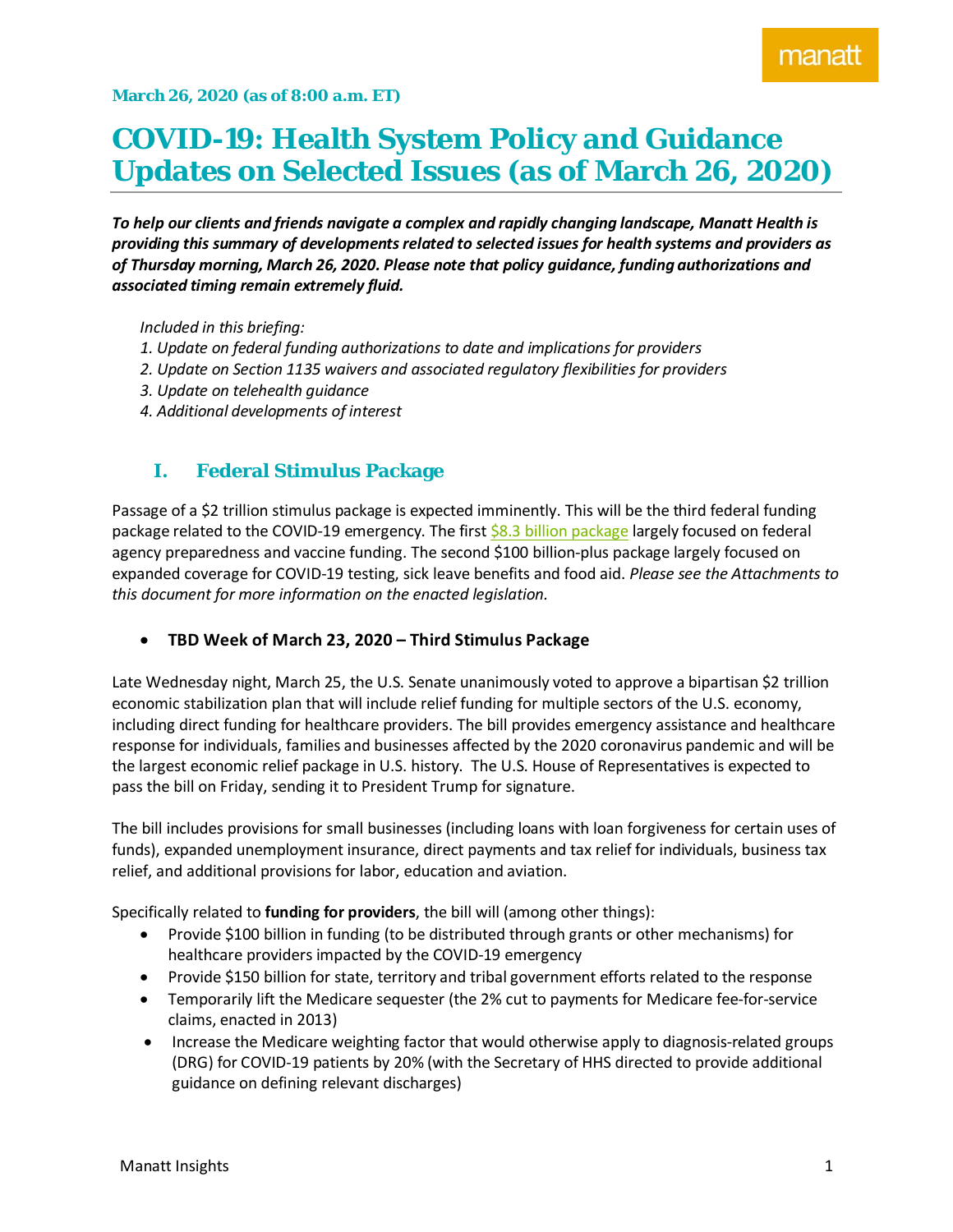manatt

**March 26, 2020 (as of 8:00 a.m. ET)**

# COVID-19: Health System Policy and Guidance Updates on Selected Issues (as of March 26, 2020)

***To help our clients and friends navigate a complex and rapidly changing landscape, Manatt Health is providing this summary of developments related to selected issues for health systems and providers as of Thursday morning, March 26, 2020. Please note that policy guidance, funding authorizations and associated timing remain extremely fluid.***

*Included in this briefing:*
*1. Update on federal funding authorizations to date and implications for providers*
*2. Update on Section 1135 waivers and associated regulatory flexibilities for providers*
*3. Update on telehealth guidance*
*4. Additional developments of interest*

## I. Federal Stimulus Package

Passage of a $2 trillion stimulus package is expected imminently. This will be the third federal funding package related to the COVID-19 emergency. The first $8.3 billion package largely focused on federal agency preparedness and vaccine funding. The second $100 billion-plus package largely focused on expanded coverage for COVID-19 testing, sick leave benefits and food aid. *Please see the Attachments to this document for more information on the enacted legislation.*

- **TBD Week of March 23, 2020 – Third Stimulus Package**

Late Wednesday night, March 25, the U.S. Senate unanimously voted to approve a bipartisan $2 trillion economic stabilization plan that will include relief funding for multiple sectors of the U.S. economy, including direct funding for healthcare providers. The bill provides emergency assistance and healthcare response for individuals, families and businesses affected by the 2020 coronavirus pandemic and will be the largest economic relief package in U.S. history. The U.S. House of Representatives is expected to pass the bill on Friday, sending it to President Trump for signature.

The bill includes provisions for small businesses (including loans with loan forgiveness for certain uses of funds), expanded unemployment insurance, direct payments and tax relief for individuals, business tax relief, and additional provisions for labor, education and aviation.

Specifically related to **funding for providers**, the bill will (among other things):

- Provide $100 billion in funding (to be distributed through grants or other mechanisms) for healthcare providers impacted by the COVID-19 emergency
- Provide $150 billion for state, territory and tribal government efforts related to the response
- Temporarily lift the Medicare sequester (the 2% cut to payments for Medicare fee-for-service claims, enacted in 2013)
- Increase the Medicare weighting factor that would otherwise apply to diagnosis-related groups (DRG) for COVID-19 patients by 20% (with the Secretary of HHS directed to provide additional guidance on defining relevant discharges)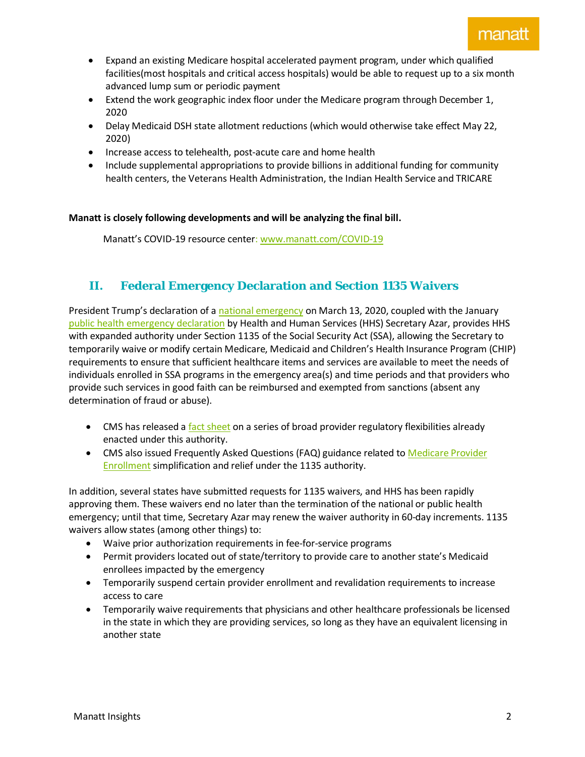- Expand an existing Medicare hospital accelerated payment program, under which qualified facilities(most hospitals and critical access hospitals) would be able to request up to a six month advanced lump sum or periodic payment
- Extend the work geographic index floor under the Medicare program through December 1, 2020
- Delay Medicaid DSH state allotment reductions (which would otherwise take effect May 22, 2020)
- Increase access to telehealth, post-acute care and home health
- Include supplemental appropriations to provide billions in additional funding for community health centers, the Veterans Health Administration, the Indian Health Service and TRICARE

**Manatt is closely following developments and will be analyzing the final bill.**

Manatt's COVID-19 resource center: www.manatt.com/COVID-19

## II. Federal Emergency Declaration and Section 1135 Waivers

President Trump's declaration of a national emergency on March 13, 2020, coupled with the January public health emergency declaration by Health and Human Services (HHS) Secretary Azar, provides HHS with expanded authority under Section 1135 of the Social Security Act (SSA), allowing the Secretary to temporarily waive or modify certain Medicare, Medicaid and Children's Health Insurance Program (CHIP) requirements to ensure that sufficient healthcare items and services are available to meet the needs of individuals enrolled in SSA programs in the emergency area(s) and time periods and that providers who provide such services in good faith can be reimbursed and exempted from sanctions (absent any determination of fraud or abuse).

- CMS has released a fact sheet on a series of broad provider regulatory flexibilities already enacted under this authority.
- CMS also issued Frequently Asked Questions (FAQ) guidance related to Medicare Provider Enrollment simplification and relief under the 1135 authority.

In addition, several states have submitted requests for 1135 waivers, and HHS has been rapidly approving them. These waivers end no later than the termination of the national or public health emergency; until that time, Secretary Azar may renew the waiver authority in 60-day increments. 1135 waivers allow states (among other things) to:

- Waive prior authorization requirements in fee-for-service programs
- Permit providers located out of state/territory to provide care to another state's Medicaid enrollees impacted by the emergency
- Temporarily suspend certain provider enrollment and revalidation requirements to increase access to care
- Temporarily waive requirements that physicians and other healthcare professionals be licensed in the state in which they are providing services, so long as they have an equivalent licensing in another state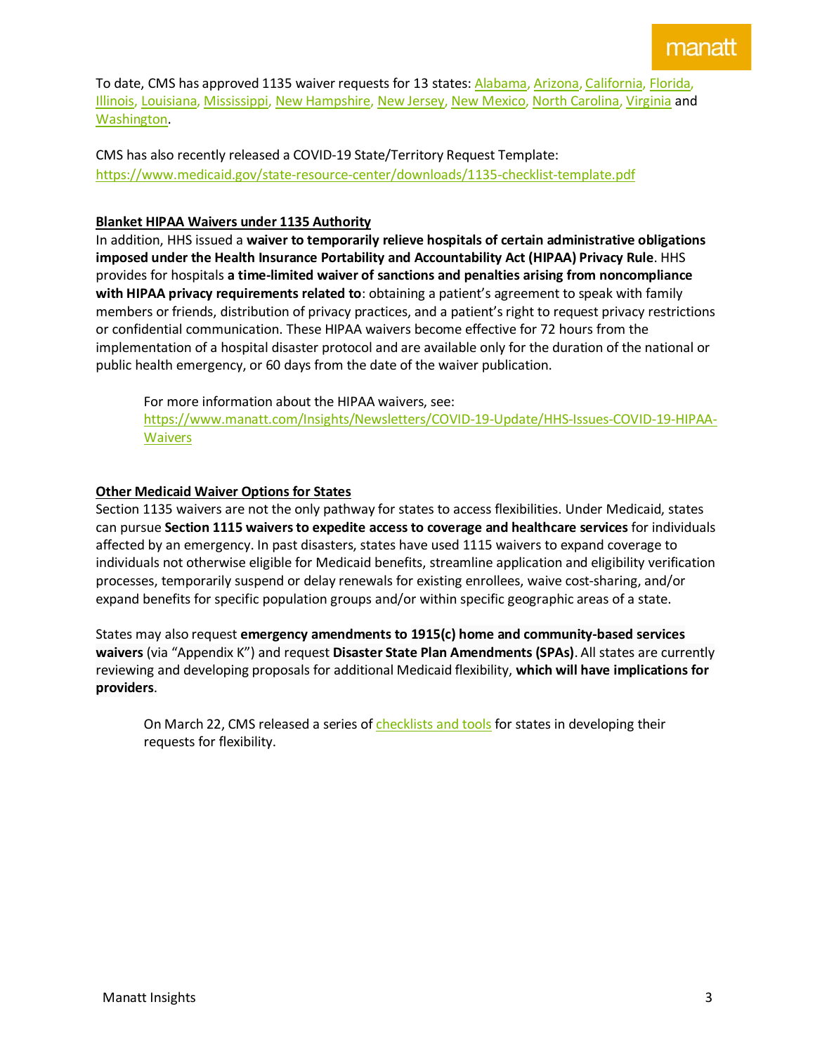To date, CMS has approved 1135 waiver requests for 13 states: Alabama, Arizona, California, Florida, Illinois, Louisiana, Mississippi, New Hampshire, New Jersey, New Mexico, North Carolina, Virginia and Washington.

CMS has also recently released a COVID-19 State/Territory Request Template: https://www.medicaid.gov/state-resource-center/downloads/1135-checklist-template.pdf

**Blanket HIPAA Waivers under 1135 Authority**

In addition, HHS issued a **waiver to temporarily relieve hospitals of certain administrative obligations imposed under the Health Insurance Portability and Accountability Act (HIPAA) Privacy Rule**. HHS provides for hospitals **a time-limited waiver of sanctions and penalties arising from noncompliance with HIPAA privacy requirements related to**: obtaining a patient's agreement to speak with family members or friends, distribution of privacy practices, and a patient's right to request privacy restrictions or confidential communication. These HIPAA waivers become effective for 72 hours from the implementation of a hospital disaster protocol and are available only for the duration of the national or public health emergency, or 60 days from the date of the waiver publication.

> For more information about the HIPAA waivers, see: https://www.manatt.com/Insights/Newsletters/COVID-19-Update/HHS-Issues-COVID-19-HIPAA-Waivers

**Other Medicaid Waiver Options for States**

Section 1135 waivers are not the only pathway for states to access flexibilities. Under Medicaid, states can pursue **Section 1115 waivers to expedite access to coverage and healthcare services** for individuals affected by an emergency. In past disasters, states have used 1115 waivers to expand coverage to individuals not otherwise eligible for Medicaid benefits, streamline application and eligibility verification processes, temporarily suspend or delay renewals for existing enrollees, waive cost-sharing, and/or expand benefits for specific population groups and/or within specific geographic areas of a state.

States may also request **emergency amendments to 1915(c) home and community-based services waivers** (via "Appendix K") and request **Disaster State Plan Amendments (SPAs)**. All states are currently reviewing and developing proposals for additional Medicaid flexibility, **which will have implications for providers**.

> On March 22, CMS released a series of checklists and tools for states in developing their requests for flexibility.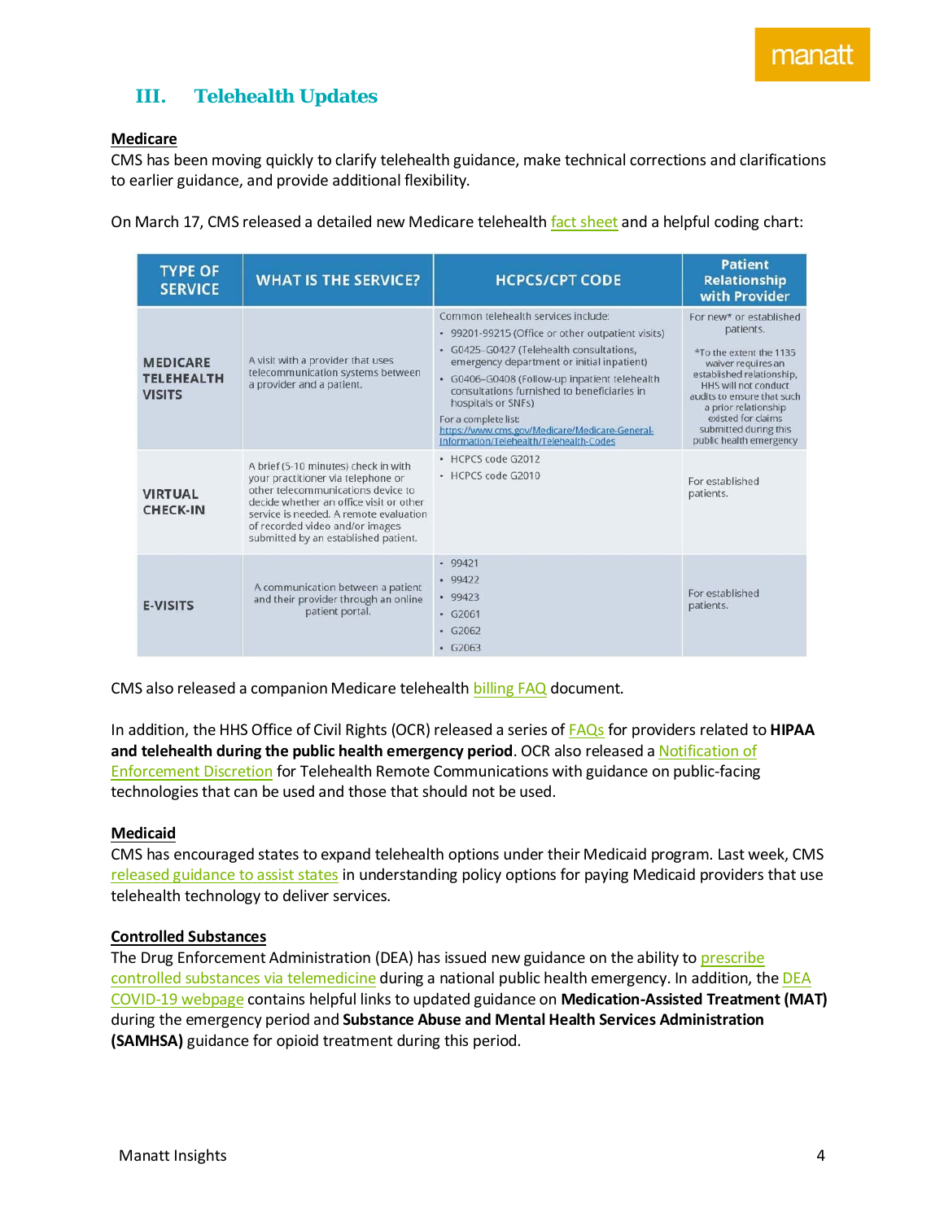## III. Telehealth Updates

**Medicare**

CMS has been moving quickly to clarify telehealth guidance, make technical corrections and clarifications to earlier guidance, and provide additional flexibility.

On March 17, CMS released a detailed new Medicare telehealth fact sheet and a helpful coding chart:

| TYPE OF SERVICE | WHAT IS THE SERVICE? | HCPCS/CPT CODE | Patient Relationship with Provider |
|---|---|---|---|
| MEDICARE TELEHEALTH VISITS | A visit with a provider that uses telecommunication systems between a provider and a patient. | Common telehealth services include:<br>• 99201-99215 (Office or other outpatient visits)<br>• G0425–G0427 (Telehealth consultations, emergency department or initial inpatient)<br>• G0406–G0408 (Follow-up inpatient telehealth consultations furnished to beneficiaries in hospitals or SNFs)<br>For a complete list: https://www.cms.gov/Medicare/Medicare-General-Information/Telehealth/Telehealth-Codes | For new* or established patients.<br>*To the extent the 1135 waiver requires an established relationship, HHS will not conduct audits to ensure that such a prior relationship existed for claims submitted during this public health emergency |
| VIRTUAL CHECK-IN | A brief (5-10 minutes) check in with your practitioner via telephone or other telecommunications device to decide whether an office visit or other service is needed. A remote evaluation of recorded video and/or images submitted by an established patient. | • HCPCS code G2012<br>• HCPCS code G2010 | For established patients. |
| E-VISITS | A communication between a patient and their provider through an online patient portal. | • 99421<br>• 99422<br>• 99423<br>• G2061<br>• G2062<br>• G2063 | For established patients. |

CMS also released a companion Medicare telehealth billing FAQ document.

In addition, the HHS Office of Civil Rights (OCR) released a series of FAQs for providers related to **HIPAA and telehealth during the public health emergency period**. OCR also released a Notification of Enforcement Discretion for Telehealth Remote Communications with guidance on public-facing technologies that can be used and those that should not be used.

**Medicaid**

CMS has encouraged states to expand telehealth options under their Medicaid program. Last week, CMS released guidance to assist states in understanding policy options for paying Medicaid providers that use telehealth technology to deliver services.

**Controlled Substances**

The Drug Enforcement Administration (DEA) has issued new guidance on the ability to prescribe controlled substances via telemedicine during a national public health emergency. In addition, the DEA COVID-19 webpage contains helpful links to updated guidance on **Medication-Assisted Treatment (MAT)** during the emergency period and **Substance Abuse and Mental Health Services Administration (SAMHSA)** guidance for opioid treatment during this period.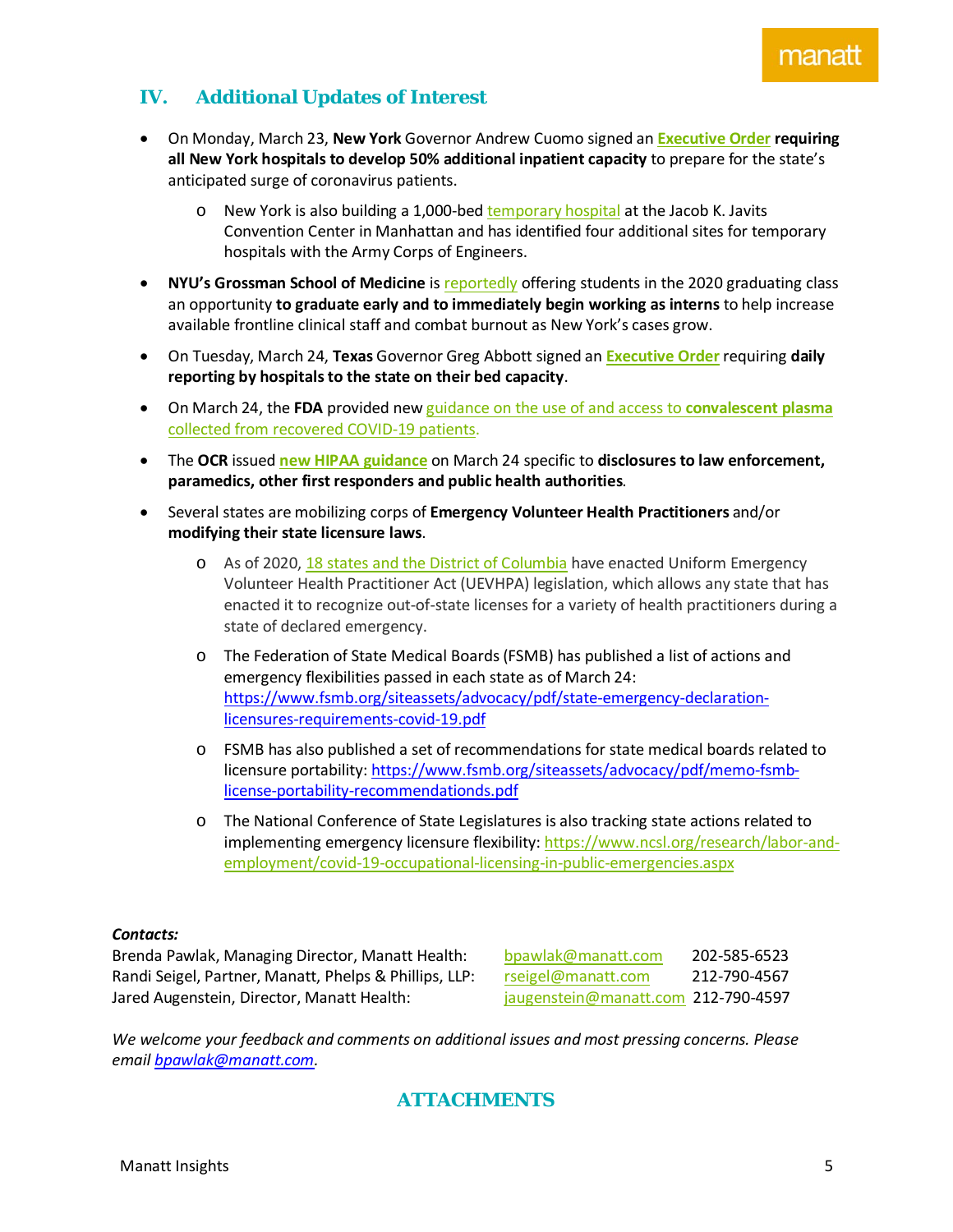## IV. Additional Updates of Interest

- On Monday, March 23, **New York** Governor Andrew Cuomo signed an **Executive Order requiring all New York hospitals to develop 50% additional inpatient capacity** to prepare for the state's anticipated surge of coronavirus patients.
  - New York is also building a 1,000-bed temporary hospital at the Jacob K. Javits Convention Center in Manhattan and has identified four additional sites for temporary hospitals with the Army Corps of Engineers.
- **NYU's Grossman School of Medicine** is reportedly offering students in the 2020 graduating class an opportunity **to graduate early and to immediately begin working as interns** to help increase available frontline clinical staff and combat burnout as New York's cases grow.
- On Tuesday, March 24, **Texas** Governor Greg Abbott signed an **Executive Order** requiring **daily reporting by hospitals to the state on their bed capacity**.
- On March 24, the **FDA** provided new guidance on the use of and access to **convalescent plasma** collected from recovered COVID-19 patients.
- The **OCR** issued **new HIPAA guidance** on March 24 specific to **disclosures to law enforcement, paramedics, other first responders and public health authorities**.
- Several states are mobilizing corps of **Emergency Volunteer Health Practitioners** and/or **modifying their state licensure laws**.
  - As of 2020, 18 states and the District of Columbia have enacted Uniform Emergency Volunteer Health Practitioner Act (UEVHPA) legislation, which allows any state that has enacted it to recognize out-of-state licenses for a variety of health practitioners during a state of declared emergency.
  - The Federation of State Medical Boards (FSMB) has published a list of actions and emergency flexibilities passed in each state as of March 24: https://www.fsmb.org/siteassets/advocacy/pdf/state-emergency-declaration-licensures-requirements-covid-19.pdf
  - FSMB has also published a set of recommendations for state medical boards related to licensure portability: https://www.fsmb.org/siteassets/advocacy/pdf/memo-fsmb-license-portability-recommendationds.pdf
  - The National Conference of State Legislatures is also tracking state actions related to implementing emergency licensure flexibility: https://www.ncsl.org/research/labor-and-employment/covid-19-occupational-licensing-in-public-emergencies.aspx

***Contacts:***

| | | |
|---|---|---|
| Brenda Pawlak, Managing Director, Manatt Health: | bpawlak@manatt.com | 202-585-6523 |
| Randi Seigel, Partner, Manatt, Phelps & Phillips, LLP: | rseigel@manatt.com | 212-790-4567 |
| Jared Augenstein, Director, Manatt Health: | jaugenstein@manatt.com | 212-790-4597 |

*We welcome your feedback and comments on additional issues and most pressing concerns. Please email bpawlak@manatt.com.*

## ATTACHMENTS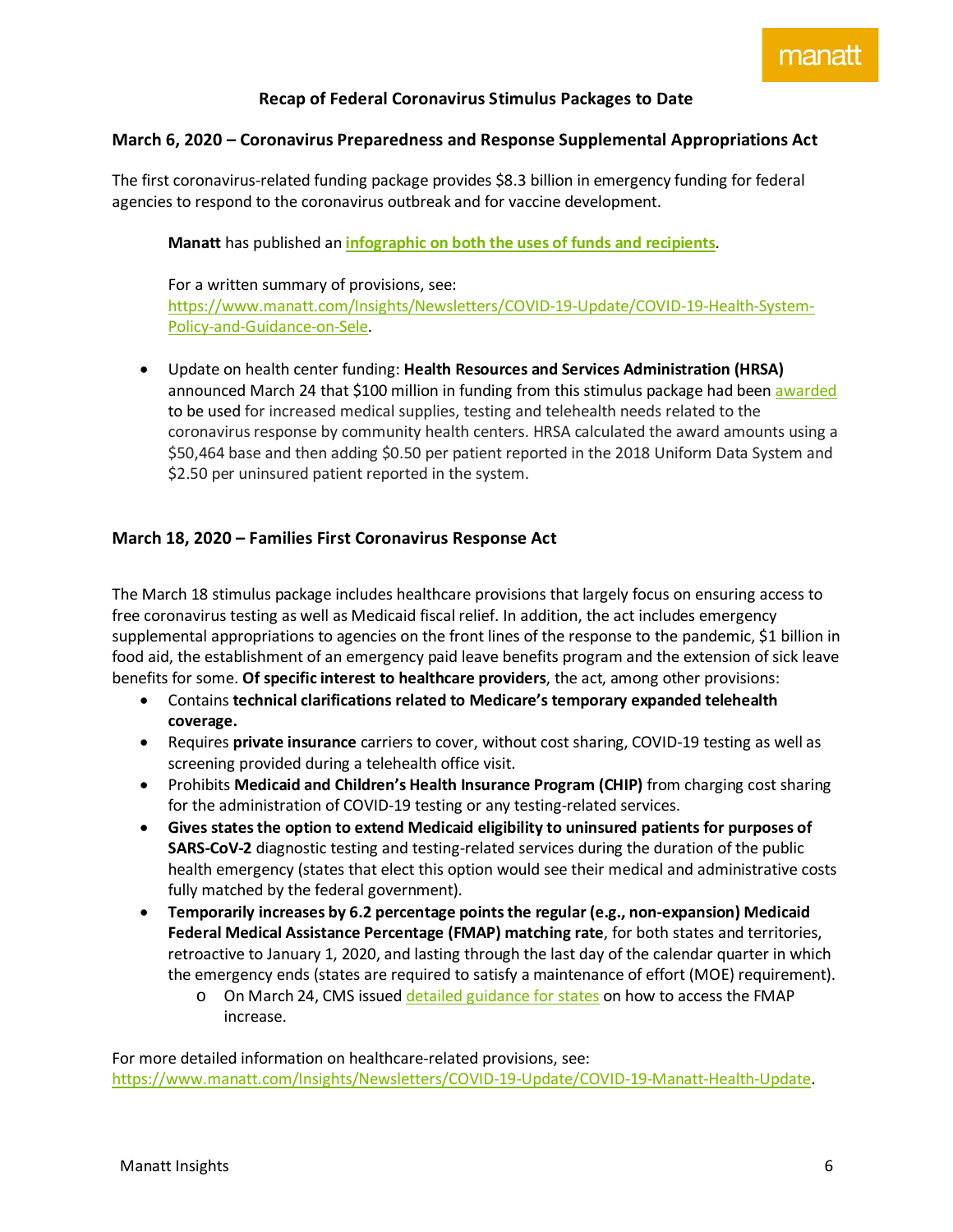## Recap of Federal Coronavirus Stimulus Packages to Date

### March 6, 2020 – Coronavirus Preparedness and Response Supplemental Appropriations Act

The first coronavirus-related funding package provides $8.3 billion in emergency funding for federal agencies to respond to the coronavirus outbreak and for vaccine development.

> **Manatt** has published an **infographic on both the uses of funds and recipients**.
>
> For a written summary of provisions, see: https://www.manatt.com/Insights/Newsletters/COVID-19-Update/COVID-19-Health-System-Policy-and-Guidance-on-Sele.

- Update on health center funding: **Health Resources and Services Administration (HRSA)** announced March 24 that $100 million in funding from this stimulus package had been awarded to be used for increased medical supplies, testing and telehealth needs related to the coronavirus response by community health centers. HRSA calculated the award amounts using a $50,464 base and then adding $0.50 per patient reported in the 2018 Uniform Data System and $2.50 per uninsured patient reported in the system.

### March 18, 2020 – Families First Coronavirus Response Act

The March 18 stimulus package includes healthcare provisions that largely focus on ensuring access to free coronavirus testing as well as Medicaid fiscal relief. In addition, the act includes emergency supplemental appropriations to agencies on the front lines of the response to the pandemic, $1 billion in food aid, the establishment of an emergency paid leave benefits program and the extension of sick leave benefits for some. **Of specific interest to healthcare providers**, the act, among other provisions:

- Contains **technical clarifications related to Medicare's temporary expanded telehealth coverage.**
- Requires **private insurance** carriers to cover, without cost sharing, COVID-19 testing as well as screening provided during a telehealth office visit.
- Prohibits **Medicaid and Children's Health Insurance Program (CHIP)** from charging cost sharing for the administration of COVID-19 testing or any testing-related services.
- **Gives states the option to extend Medicaid eligibility to uninsured patients for purposes of SARS-CoV-2** diagnostic testing and testing-related services during the duration of the public health emergency (states that elect this option would see their medical and administrative costs fully matched by the federal government).
- **Temporarily increases by 6.2 percentage points the regular (e.g., non-expansion) Medicaid Federal Medical Assistance Percentage (FMAP) matching rate**, for both states and territories, retroactive to January 1, 2020, and lasting through the last day of the calendar quarter in which the emergency ends (states are required to satisfy a maintenance of effort (MOE) requirement).
  - On March 24, CMS issued detailed guidance for states on how to access the FMAP increase.

For more detailed information on healthcare-related provisions, see: https://www.manatt.com/Insights/Newsletters/COVID-19-Update/COVID-19-Manatt-Health-Update.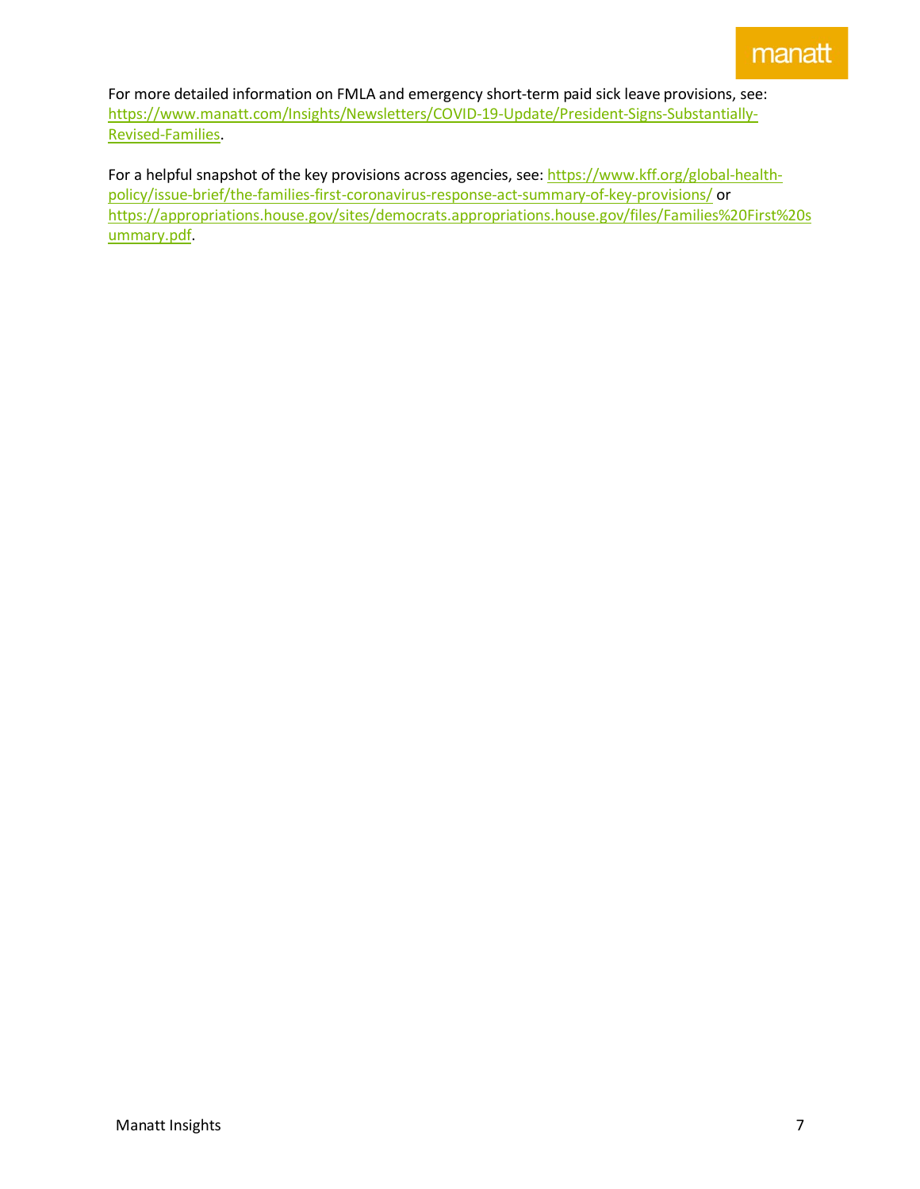For more detailed information on FMLA and emergency short-term paid sick leave provisions, see: https://www.manatt.com/Insights/Newsletters/COVID-19-Update/President-Signs-Substantially-Revised-Families.

For a helpful snapshot of the key provisions across agencies, see: https://www.kff.org/global-health-policy/issue-brief/the-families-first-coronavirus-response-act-summary-of-key-provisions/ or https://appropriations.house.gov/sites/democrats.appropriations.house.gov/files/Families%20First%20summary.pdf.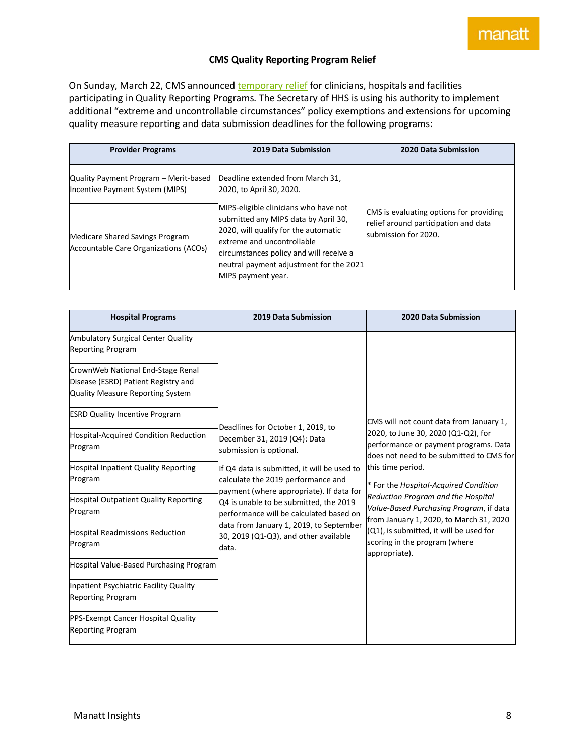## CMS Quality Reporting Program Relief

On Sunday, March 22, CMS announced temporary relief for clinicians, hospitals and facilities participating in Quality Reporting Programs. The Secretary of HHS is using his authority to implement additional "extreme and uncontrollable circumstances" policy exemptions and extensions for upcoming quality measure reporting and data submission deadlines for the following programs:

| Provider Programs | 2019 Data Submission | 2020 Data Submission |
|---|---|---|
| Quality Payment Program – Merit-based Incentive Payment System (MIPS) | Deadline extended from March 31, 2020, to April 30, 2020. | CMS is evaluating options for providing relief around participation and data submission for 2020. |
| Medicare Shared Savings Program Accountable Care Organizations (ACOs) | MIPS-eligible clinicians who have not submitted any MIPS data by April 30, 2020, will qualify for the automatic extreme and uncontrollable circumstances policy and will receive a neutral payment adjustment for the 2021 MIPS payment year. | |

| Hospital Programs | 2019 Data Submission | 2020 Data Submission |
|---|---|---|
| Ambulatory Surgical Center Quality Reporting Program | Deadlines for October 1, 2019, to December 31, 2019 (Q4): Data submission is optional.<br><br>If Q4 data is submitted, it will be used to calculate the 2019 performance and payment (where appropriate). If data for Q4 is unable to be submitted, the 2019 performance will be calculated based on data from January 1, 2019, to September 30, 2019 (Q1-Q3), and other available data. | CMS will not count data from January 1, 2020, to June 30, 2020 (Q1-Q2), for performance or payment programs. Data does not need to be submitted to CMS for this time period.<br><br>* For the *Hospital-Acquired Condition Reduction Program and the Hospital Value-Based Purchasing Program*, if data from January 1, 2020, to March 31, 2020 (Q1), is submitted, it will be used for scoring in the program (where appropriate). |
| CrownWeb National End-Stage Renal Disease (ESRD) Patient Registry and Quality Measure Reporting System | | |
| ESRD Quality Incentive Program | | |
| Hospital-Acquired Condition Reduction Program | | |
| Hospital Inpatient Quality Reporting Program | | |
| Hospital Outpatient Quality Reporting Program | | |
| Hospital Readmissions Reduction Program | | |
| Hospital Value-Based Purchasing Program | | |
| Inpatient Psychiatric Facility Quality Reporting Program | | |
| PPS-Exempt Cancer Hospital Quality Reporting Program | | |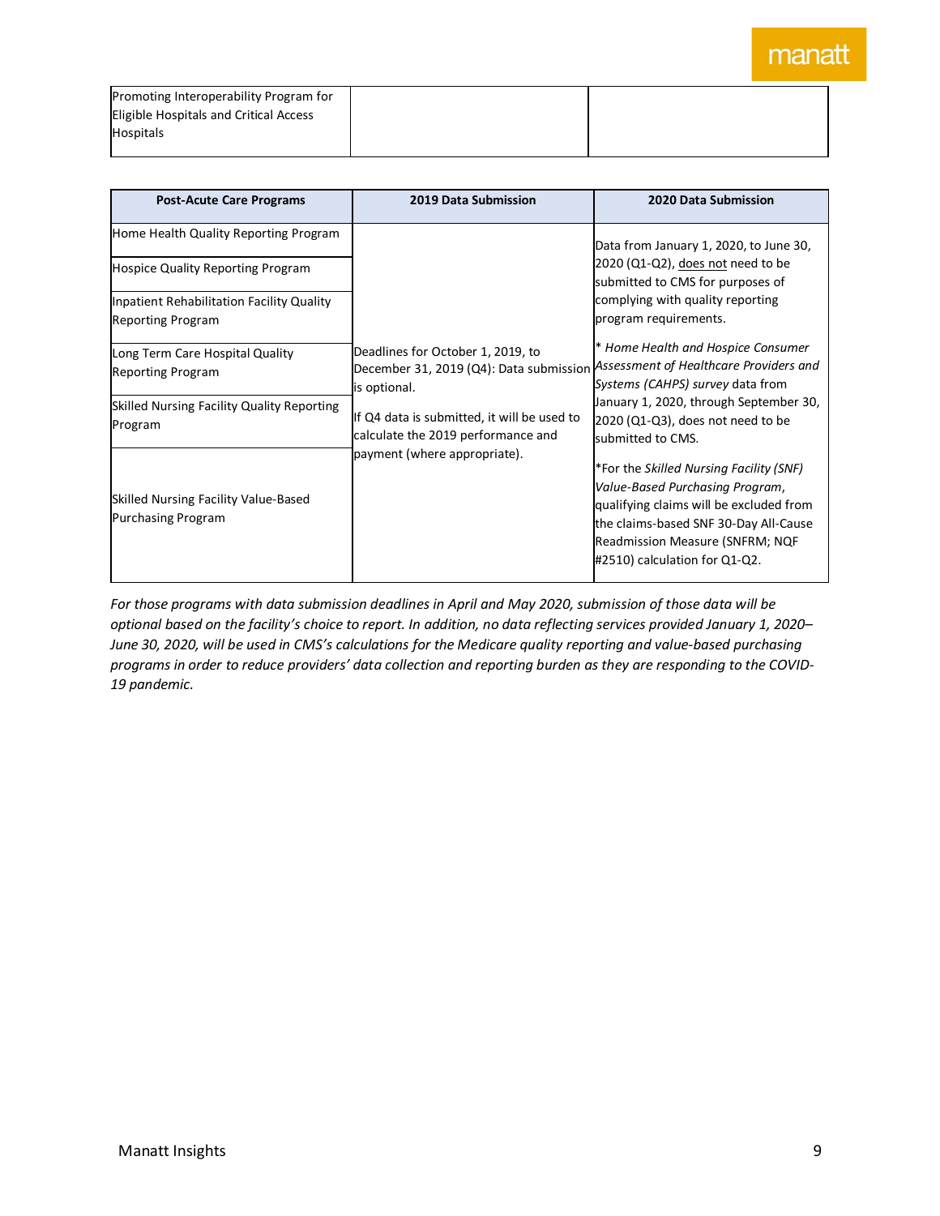| | | |
|---|---|---|
| Promoting Interoperability Program for Eligible Hospitals and Critical Access Hospitals | | |

| Post-Acute Care Programs | 2019 Data Submission | 2020 Data Submission |
|---|---|---|
| Home Health Quality Reporting Program | Deadlines for October 1, 2019, to December 31, 2019 (Q4): Data submission is optional.<br><br>If Q4 data is submitted, it will be used to calculate the 2019 performance and payment (where appropriate). | Data from January 1, 2020, to June 30, 2020 (Q1-Q2), <u>does not</u> need to be submitted to CMS for purposes of complying with quality reporting program requirements.<br><br>* *Home Health and Hospice Consumer Assessment of Healthcare Providers and Systems (CAHPS) survey* data from January 1, 2020, through September 30, 2020 (Q1-Q3), does not need to be submitted to CMS.<br><br>*For the *Skilled Nursing Facility (SNF) Value-Based Purchasing Program*, qualifying claims will be excluded from the claims-based SNF 30-Day All-Cause Readmission Measure (SNFRM; NQF #2510) calculation for Q1-Q2. |
| Hospice Quality Reporting Program | | |
| Inpatient Rehabilitation Facility Quality Reporting Program | | |
| Long Term Care Hospital Quality Reporting Program | | |
| Skilled Nursing Facility Quality Reporting Program | | |
| Skilled Nursing Facility Value-Based Purchasing Program | | |

*For those programs with data submission deadlines in April and May 2020, submission of those data will be optional based on the facility's choice to report. In addition, no data reflecting services provided January 1, 2020–June 30, 2020, will be used in CMS's calculations for the Medicare quality reporting and value-based purchasing programs in order to reduce providers' data collection and reporting burden as they are responding to the COVID-19 pandemic.*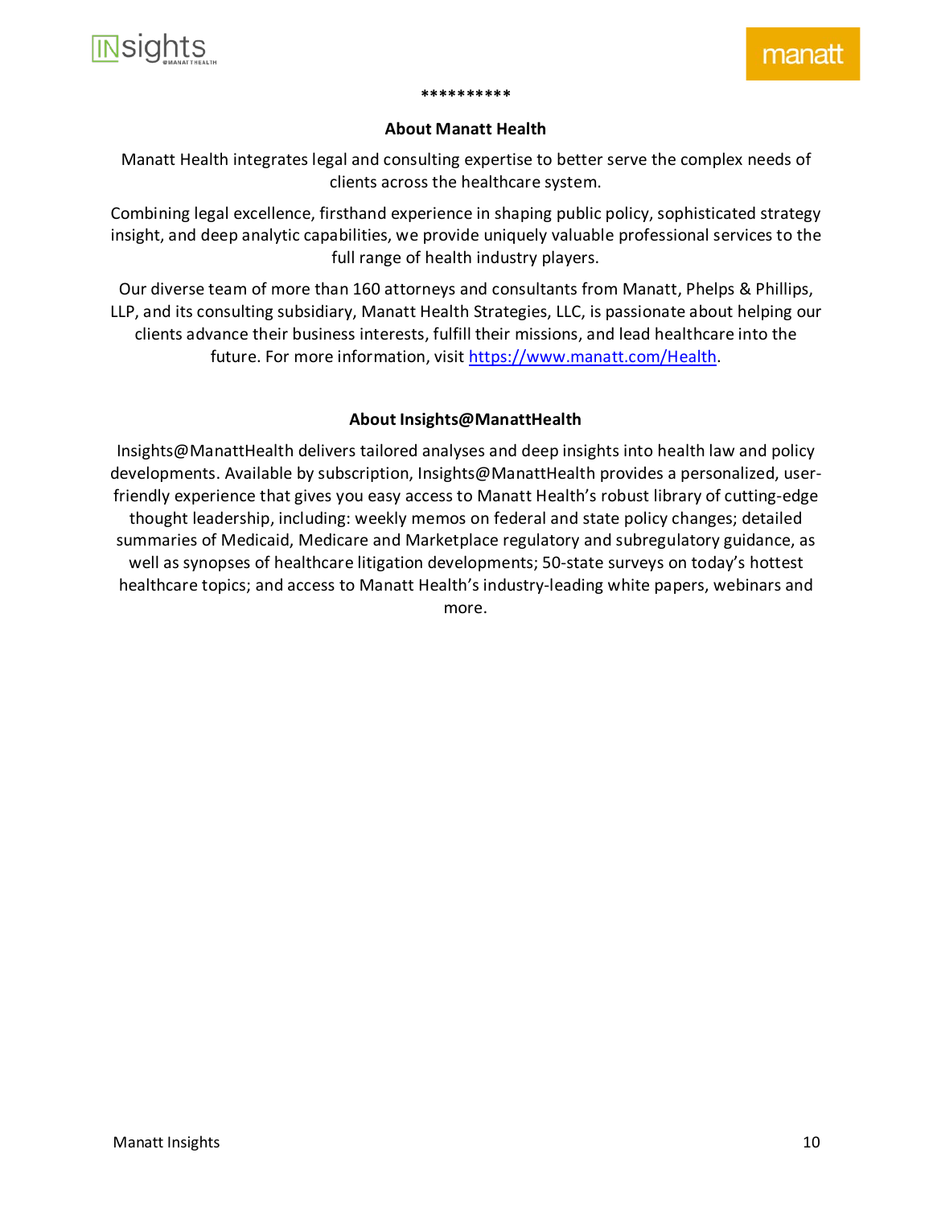\*\*\*\*\*\*\*\*\*\*

**About Manatt Health**

Manatt Health integrates legal and consulting expertise to better serve the complex needs of clients across the healthcare system.

Combining legal excellence, firsthand experience in shaping public policy, sophisticated strategy insight, and deep analytic capabilities, we provide uniquely valuable professional services to the full range of health industry players.

Our diverse team of more than 160 attorneys and consultants from Manatt, Phelps & Phillips, LLP, and its consulting subsidiary, Manatt Health Strategies, LLC, is passionate about helping our clients advance their business interests, fulfill their missions, and lead healthcare into the future. For more information, visit https://www.manatt.com/Health.

**About Insights@ManattHealth**

Insights@ManattHealth delivers tailored analyses and deep insights into health law and policy developments. Available by subscription, Insights@ManattHealth provides a personalized, user-friendly experience that gives you easy access to Manatt Health's robust library of cutting-edge thought leadership, including: weekly memos on federal and state policy changes; detailed summaries of Medicaid, Medicare and Marketplace regulatory and subregulatory guidance, as well as synopses of healthcare litigation developments; 50-state surveys on today's hottest healthcare topics; and access to Manatt Health's industry-leading white papers, webinars and more.